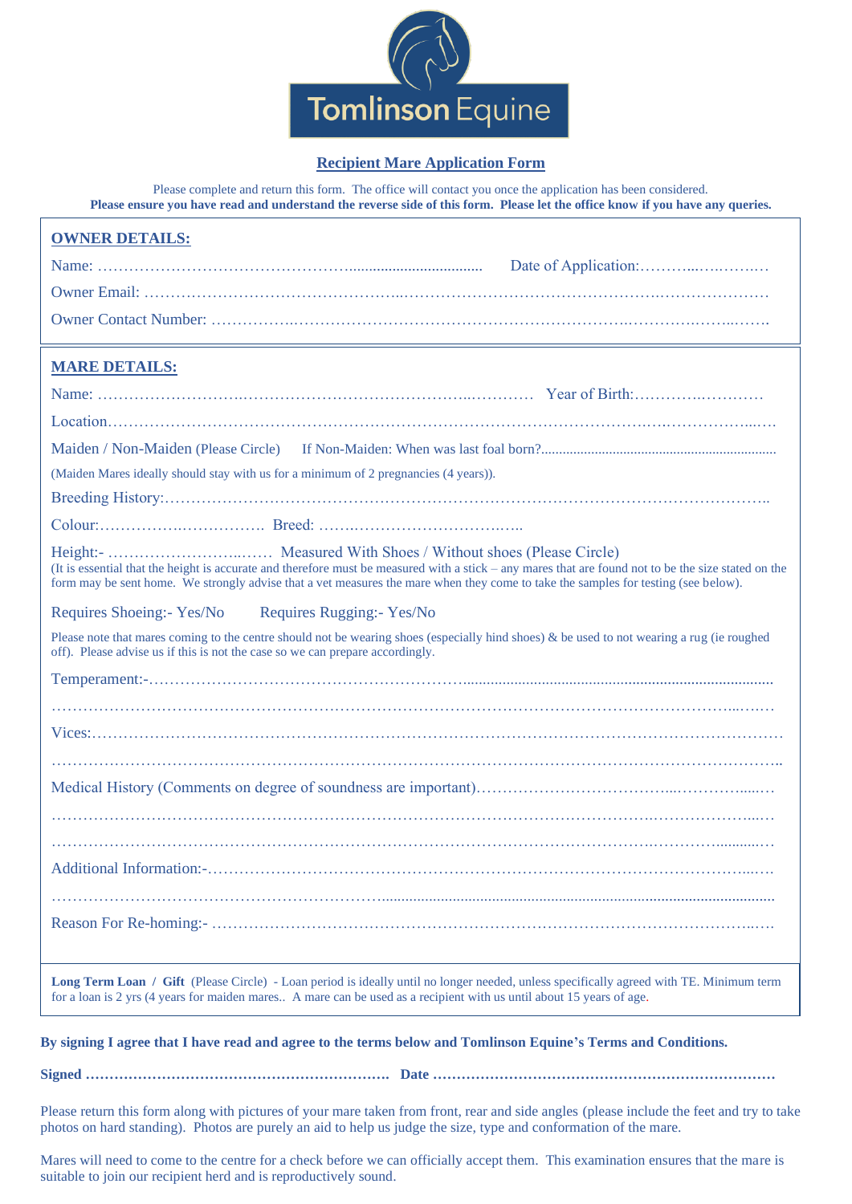Tomlinson Equine

## Recipient Mare Application Form

Please complete and return this form. The office will contact you once the application has been considered.
**Please ensure you have read and understand the reverse side of this form. Please let the office know if you have any queries.**

**OWNER DETAILS:**

Name: ………………………………………….................................. Date of Application:………..…..……..…

Owner Email: ………………………………………..………………………………………….…………………

Owner Contact Number: ……………..……………………………………………………..………….………..…….

**MARE DETAILS:**

Name: ……………………….……………………………………..………… Year of Birth:………..…………

Location…………………………………………………………………………………………….…..……………...….

Maiden / Non-Maiden (Please Circle) If Non-Maiden: When was last foal born?.................................................................

(Maiden Mares ideally should stay with us for a minimum of 2 pregnancies (4 years)).

Breeding History:……………………………………………………………………………………………………..

Colour:…………….……………. Breed: …….……………………….…..

Height:- ……………………...…… Measured With Shoes / Without shoes (Please Circle)
(It is essential that the height is accurate and therefore must be measured with a stick – any mares that are found not to be the size stated on the form may be sent home. We strongly advise that a vet measures the mare when they come to take the samples for testing (see below).

Requires Shoeing:- Yes/No Requires Rugging:- Yes/No

Please note that mares coming to the centre should not be wearing shoes (especially hind shoes) & be used to not wearing a rug (ie roughed off). Please advise us if this is not the case so we can prepare accordingly.

Temperament:-…………………………………………………….............................................................................

……………………………………………………………………………………………………………...….…

Vices:……………………………………………………………………………………………………………

……………………………………………………………………………………………………………………..

Medical History (Comments on degree of soundness are important)……………………………...…………....…

………………………………………………………………………………………………….………………...…

………………………………………………………………………………………….………..............…

Additional Information:-……………………………………………………………………………………...….

…………………………………………………….......................................................................................................

Reason For Re-homing:- …………………………………………………………………………………….….

**Long Term Loan / Gift** (Please Circle) - Loan period is ideally until no longer needed, unless specifically agreed with TE. Minimum term for a loan is 2 yrs (4 years for maiden mares.. A mare can be used as a recipient with us until about 15 years of age.

**By signing I agree that I have read and agree to the terms below and Tomlinson Equine's Terms and Conditions.**

**Signed ………………………………………………………. Date ………………………………………………………………**

Please return this form along with pictures of your mare taken from front, rear and side angles (please include the feet and try to take photos on hard standing). Photos are purely an aid to help us judge the size, type and conformation of the mare.

Mares will need to come to the centre for a check before we can officially accept them. This examination ensures that the mare is suitable to join our recipient herd and is reproductively sound.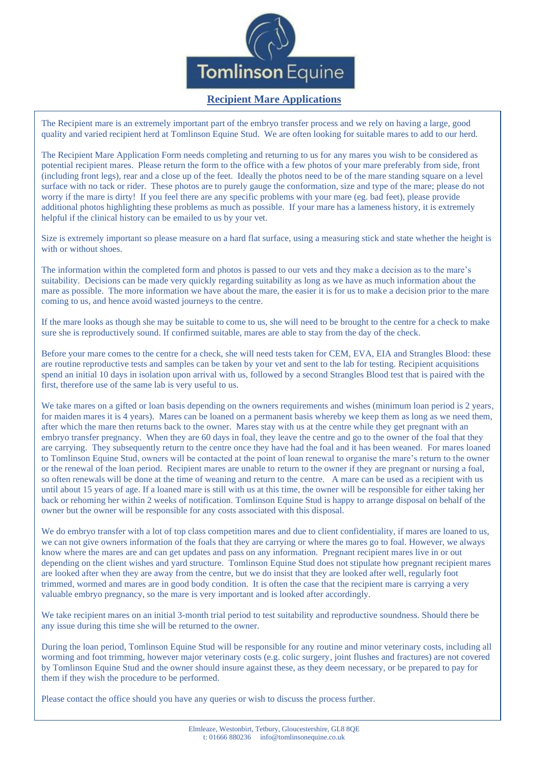Tomlinson Equine

# Recipient Mare Applications

The Recipient mare is an extremely important part of the embryo transfer process and we rely on having a large, good quality and varied recipient herd at Tomlinson Equine Stud. We are often looking for suitable mares to add to our herd.

The Recipient Mare Application Form needs completing and returning to us for any mares you wish to be considered as potential recipient mares. Please return the form to the office with a few photos of your mare preferably from side, front (including front legs), rear and a close up of the feet. Ideally the photos need to be of the mare standing square on a level surface with no tack or rider. These photos are to purely gauge the conformation, size and type of the mare; please do not worry if the mare is dirty! If you feel there are any specific problems with your mare (eg. bad feet), please provide additional photos highlighting these problems as much as possible. If your mare has a lameness history, it is extremely helpful if the clinical history can be emailed to us by your vet.

Size is extremely important so please measure on a hard flat surface, using a measuring stick and state whether the height is with or without shoes.

The information within the completed form and photos is passed to our vets and they make a decision as to the mare's suitability. Decisions can be made very quickly regarding suitability as long as we have as much information about the mare as possible. The more information we have about the mare, the easier it is for us to make a decision prior to the mare coming to us, and hence avoid wasted journeys to the centre.

If the mare looks as though she may be suitable to come to us, she will need to be brought to the centre for a check to make sure she is reproductively sound. If confirmed suitable, mares are able to stay from the day of the check.

Before your mare comes to the centre for a check, she will need tests taken for CEM, EVA, EIA and Strangles Blood: these are routine reproductive tests and samples can be taken by your vet and sent to the lab for testing. Recipient acquisitions spend an initial 10 days in isolation upon arrival with us, followed by a second Strangles Blood test that is paired with the first, therefore use of the same lab is very useful to us.

We take mares on a gifted or loan basis depending on the owners requirements and wishes (minimum loan period is 2 years, for maiden mares it is 4 years). Mares can be loaned on a permanent basis whereby we keep them as long as we need them, after which the mare then returns back to the owner. Mares stay with us at the centre while they get pregnant with an embryo transfer pregnancy. When they are 60 days in foal, they leave the centre and go to the owner of the foal that they are carrying. They subsequently return to the centre once they have had the foal and it has been weaned. For mares loaned to Tomlinson Equine Stud, owners will be contacted at the point of loan renewal to organise the mare's return to the owner or the renewal of the loan period. Recipient mares are unable to return to the owner if they are pregnant or nursing a foal, so often renewals will be done at the time of weaning and return to the centre. A mare can be used as a recipient with us until about 15 years of age. If a loaned mare is still with us at this time, the owner will be responsible for either taking her back or rehoming her within 2 weeks of notification. Tomlinson Equine Stud is happy to arrange disposal on behalf of the owner but the owner will be responsible for any costs associated with this disposal.

We do embryo transfer with a lot of top class competition mares and due to client confidentiality, if mares are loaned to us, we can not give owners information of the foals that they are carrying or where the mares go to foal. However, we always know where the mares are and can get updates and pass on any information. Pregnant recipient mares live in or out depending on the client wishes and yard structure. Tomlinson Equine Stud does not stipulate how pregnant recipient mares are looked after when they are away from the centre, but we do insist that they are looked after well, regularly foot trimmed, wormed and mares are in good body condition. It is often the case that the recipient mare is carrying a very valuable embryo pregnancy, so the mare is very important and is looked after accordingly.

We take recipient mares on an initial 3-month trial period to test suitability and reproductive soundness. Should there be any issue during this time she will be returned to the owner.

During the loan period, Tomlinson Equine Stud will be responsible for any routine and minor veterinary costs, including all worming and foot trimming, however major veterinary costs (e.g. colic surgery, joint flushes and fractures) are not covered by Tomlinson Equine Stud and the owner should insure against these, as they deem necessary, or be prepared to pay for them if they wish the procedure to be performed.

Please contact the office should you have any queries or wish to discuss the process further.

Elmleaze, Westonbirt, Tetbury, Gloucestershire, GL8 8QE
t: 01666 880236 info@tomlinsonequine.co.uk